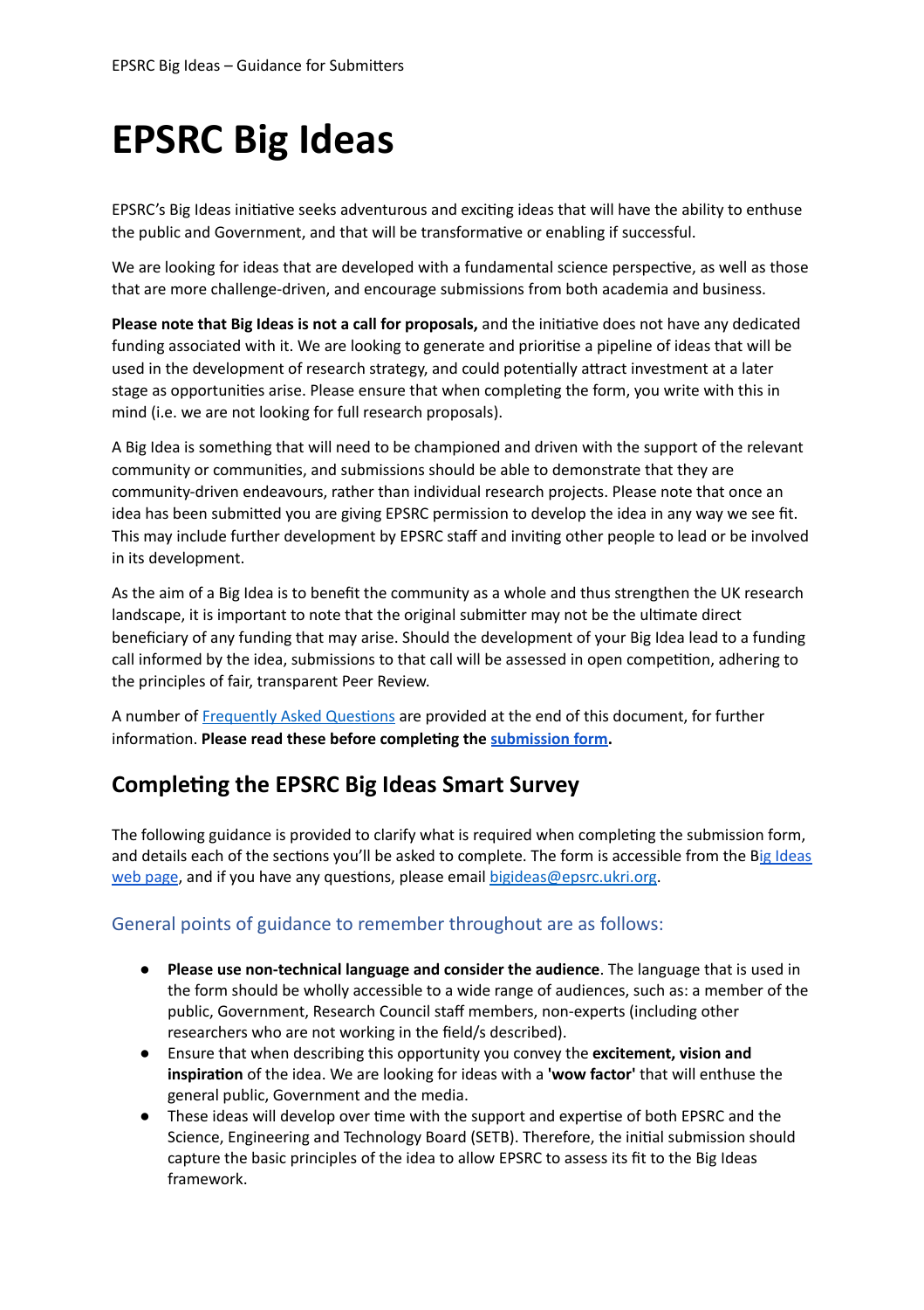# EPSRC Big Ideas

EPSRC's Big Ideas initiative seeks adventurous and exciting ideas that will have the ability to enthuse the public and Government, and that will be transformative or enabling if successful.

We are looking for ideas that are developed with a fundamental science perspective, as well as those that are more challenge-driven, and encourage submissions from both academia and business.

**Please note that Big Ideas is not a call for proposals,** and the initiative does not have any dedicated funding associated with it. We are looking to generate and prioritise a pipeline of ideas that will be used in the development of research strategy, and could potentially attract investment at a later stage as opportunities arise. Please ensure that when completing the form, you write with this in mind (i.e. we are not looking for full research proposals).

A Big Idea is something that will need to be championed and driven with the support of the relevant community or communities, and submissions should be able to demonstrate that they are community-driven endeavours, rather than individual research projects. Please note that once an idea has been submitted you are giving EPSRC permission to develop the idea in any way we see fit. This may include further development by EPSRC staff and inviting other people to lead or be involved in its development.

As the aim of a Big Idea is to benefit the community as a whole and thus strengthen the UK research landscape, it is important to note that the original submitter may not be the ultimate direct beneficiary of any funding that may arise. Should the development of your Big Idea lead to a funding call informed by the idea, submissions to that call will be assessed in open competition, adhering to the principles of fair, transparent Peer Review.

A number of Frequently Asked Questions are provided at the end of this document, for further information. **Please read these before completing the submission form.**

## Completing the EPSRC Big Ideas Smart Survey

The following guidance is provided to clarify what is required when completing the submission form, and details each of the sections you'll be asked to complete. The form is accessible from the Big Ideas web page, and if you have any questions, please email bigideas@epsrc.ukri.org.

### General points of guidance to remember throughout are as follows:

- **Please use non-technical language and consider the audience**. The language that is used in the form should be wholly accessible to a wide range of audiences, such as: a member of the public, Government, Research Council staff members, non-experts (including other researchers who are not working in the field/s described).
- Ensure that when describing this opportunity you convey the **excitement, vision and inspiration** of the idea. We are looking for ideas with a **'wow factor'** that will enthuse the general public, Government and the media.
- These ideas will develop over time with the support and expertise of both EPSRC and the Science, Engineering and Technology Board (SETB). Therefore, the initial submission should capture the basic principles of the idea to allow EPSRC to assess its fit to the Big Ideas framework.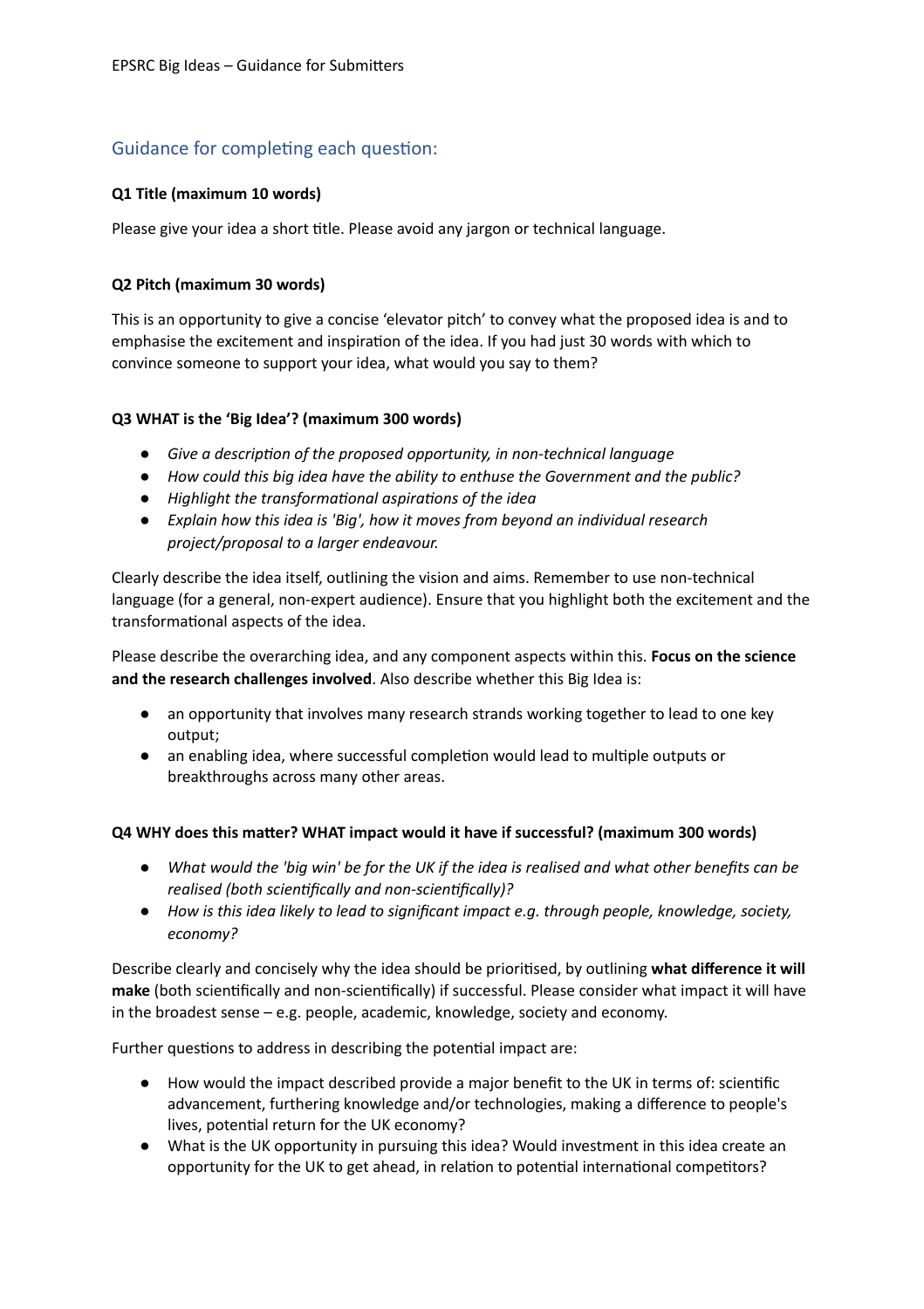## Guidance for completing each question:

**Q1 Title (maximum 10 words)**

Please give your idea a short title. Please avoid any jargon or technical language.

**Q2 Pitch (maximum 30 words)**

This is an opportunity to give a concise 'elevator pitch' to convey what the proposed idea is and to emphasise the excitement and inspiration of the idea. If you had just 30 words with which to convince someone to support your idea, what would you say to them?

**Q3 WHAT is the 'Big Idea'? (maximum 300 words)**

- *Give a description of the proposed opportunity, in non-technical language*
- *How could this big idea have the ability to enthuse the Government and the public?*
- *Highlight the transformational aspirations of the idea*
- *Explain how this idea is 'Big', how it moves from beyond an individual research project/proposal to a larger endeavour.*

Clearly describe the idea itself, outlining the vision and aims. Remember to use non-technical language (for a general, non-expert audience). Ensure that you highlight both the excitement and the transformational aspects of the idea.

Please describe the overarching idea, and any component aspects within this. **Focus on the science and the research challenges involved**. Also describe whether this Big Idea is:

- an opportunity that involves many research strands working together to lead to one key output;
- an enabling idea, where successful completion would lead to multiple outputs or breakthroughs across many other areas.

**Q4 WHY does this matter? WHAT impact would it have if successful? (maximum 300 words)**

- *What would the 'big win' be for the UK if the idea is realised and what other benefits can be realised (both scientifically and non-scientifically)?*
- *How is this idea likely to lead to significant impact e.g. through people, knowledge, society, economy?*

Describe clearly and concisely why the idea should be prioritised, by outlining **what difference it will make** (both scientifically and non-scientifically) if successful. Please consider what impact it will have in the broadest sense – e.g. people, academic, knowledge, society and economy.

Further questions to address in describing the potential impact are:

- How would the impact described provide a major benefit to the UK in terms of: scientific advancement, furthering knowledge and/or technologies, making a difference to people's lives, potential return for the UK economy?
- What is the UK opportunity in pursuing this idea? Would investment in this idea create an opportunity for the UK to get ahead, in relation to potential international competitors?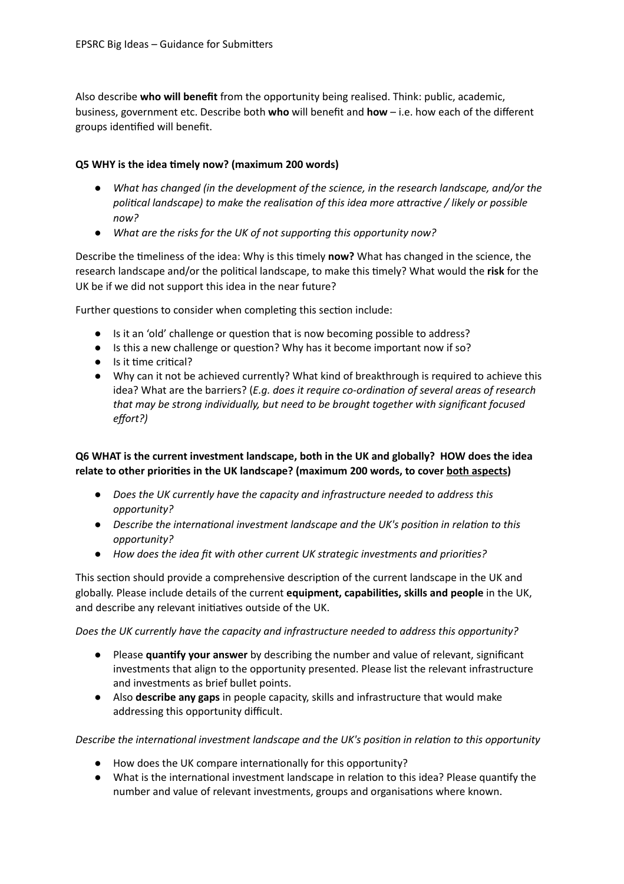Also describe **who will benefit** from the opportunity being realised. Think: public, academic, business, government etc. Describe both **who** will benefit and **how** – i.e. how each of the different groups identified will benefit.

### Q5 WHY is the idea timely now? (maximum 200 words)

- *What has changed (in the development of the science, in the research landscape, and/or the political landscape) to make the realisation of this idea more attractive / likely or possible now?*
- *What are the risks for the UK of not supporting this opportunity now?*

Describe the timeliness of the idea: Why is this timely **now?** What has changed in the science, the research landscape and/or the political landscape, to make this timely? What would the **risk** for the UK be if we did not support this idea in the near future?

Further questions to consider when completing this section include:

- Is it an 'old' challenge or question that is now becoming possible to address?
- Is this a new challenge or question? Why has it become important now if so?
- Is it time critical?
- Why can it not be achieved currently? What kind of breakthrough is required to achieve this idea? What are the barriers? (*E.g. does it require co-ordination of several areas of research that may be strong individually, but need to be brought together with significant focused effort?)*

### Q6 WHAT is the current investment landscape, both in the UK and globally? HOW does the idea relate to other priorities in the UK landscape? (maximum 200 words, to cover both aspects)

- *Does the UK currently have the capacity and infrastructure needed to address this opportunity?*
- *Describe the international investment landscape and the UK's position in relation to this opportunity?*
- *How does the idea fit with other current UK strategic investments and priorities?*

This section should provide a comprehensive description of the current landscape in the UK and globally. Please include details of the current **equipment, capabilities, skills and people** in the UK, and describe any relevant initiatives outside of the UK.

*Does the UK currently have the capacity and infrastructure needed to address this opportunity?*

- Please **quantify your answer** by describing the number and value of relevant, significant investments that align to the opportunity presented. Please list the relevant infrastructure and investments as brief bullet points.
- Also **describe any gaps** in people capacity, skills and infrastructure that would make addressing this opportunity difficult.

*Describe the international investment landscape and the UK's position in relation to this opportunity*

- How does the UK compare internationally for this opportunity?
- What is the international investment landscape in relation to this idea? Please quantify the number and value of relevant investments, groups and organisations where known.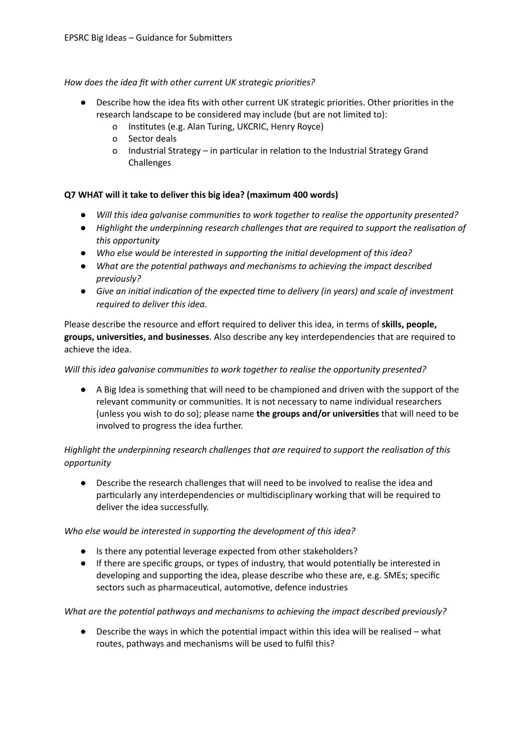*How does the idea fit with other current UK strategic priorities?*

- Describe how the idea fits with other current UK strategic priorities. Other priorities in the research landscape to be considered may include (but are not limited to):
    - o Institutes (e.g. Alan Turing, UKCRIC, Henry Royce)
    - o Sector deals
    - o Industrial Strategy – in particular in relation to the Industrial Strategy Grand Challenges

**Q7 WHAT will it take to deliver this big idea? (maximum 400 words)**

- *Will this idea galvanise communities to work together to realise the opportunity presented?*
- *Highlight the underpinning research challenges that are required to support the realisation of this opportunity*
- *Who else would be interested in supporting the initial development of this idea?*
- *What are the potential pathways and mechanisms to achieving the impact described previously?*
- *Give an initial indication of the expected time to delivery (in years) and scale of investment required to deliver this idea.*

Please describe the resource and effort required to deliver this idea, in terms of **skills, people, groups, universities, and businesses**. Also describe any key interdependencies that are required to achieve the idea.

*Will this idea galvanise communities to work together to realise the opportunity presented?*

- A Big Idea is something that will need to be championed and driven with the support of the relevant community or communities. It is not necessary to name individual researchers (unless you wish to do so); please name **the groups and/or universities** that will need to be involved to progress the idea further.

*Highlight the underpinning research challenges that are required to support the realisation of this opportunity*

- Describe the research challenges that will need to be involved to realise the idea and particularly any interdependencies or multidisciplinary working that will be required to deliver the idea successfully.

*Who else would be interested in supporting the development of this idea?*

- Is there any potential leverage expected from other stakeholders?
- If there are specific groups, or types of industry, that would potentially be interested in developing and supporting the idea, please describe who these are, e.g. SMEs; specific sectors such as pharmaceutical, automotive, defence industries

*What are the potential pathways and mechanisms to achieving the impact described previously?*

- Describe the ways in which the potential impact within this idea will be realised – what routes, pathways and mechanisms will be used to fulfil this?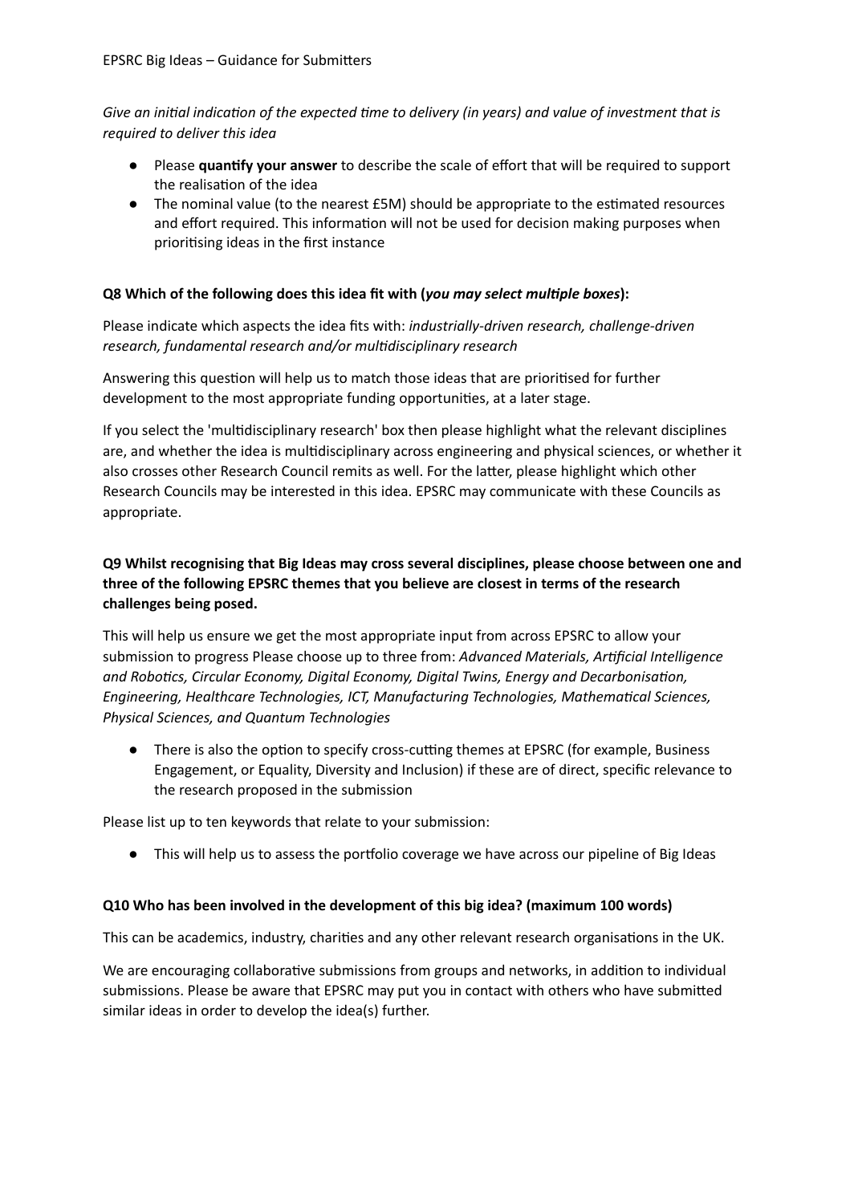*Give an initial indication of the expected time to delivery (in years) and value of investment that is required to deliver this idea*

- Please **quantify your answer** to describe the scale of effort that will be required to support the realisation of the idea
- The nominal value (to the nearest £5M) should be appropriate to the estimated resources and effort required. This information will not be used for decision making purposes when prioritising ideas in the first instance

**Q8 Which of the following does this idea fit with (*you may select multiple boxes*):**

Please indicate which aspects the idea fits with: *industrially-driven research, challenge-driven research, fundamental research and/or multidisciplinary research*

Answering this question will help us to match those ideas that are prioritised for further development to the most appropriate funding opportunities, at a later stage.

If you select the 'multidisciplinary research' box then please highlight what the relevant disciplines are, and whether the idea is multidisciplinary across engineering and physical sciences, or whether it also crosses other Research Council remits as well. For the latter, please highlight which other Research Councils may be interested in this idea. EPSRC may communicate with these Councils as appropriate.

**Q9 Whilst recognising that Big Ideas may cross several disciplines, please choose between one and three of the following EPSRC themes that you believe are closest in terms of the research challenges being posed.**

This will help us ensure we get the most appropriate input from across EPSRC to allow your submission to progress Please choose up to three from: *Advanced Materials, Artificial Intelligence and Robotics, Circular Economy, Digital Economy, Digital Twins, Energy and Decarbonisation, Engineering, Healthcare Technologies, ICT, Manufacturing Technologies, Mathematical Sciences, Physical Sciences, and Quantum Technologies*

- There is also the option to specify cross-cutting themes at EPSRC (for example, Business Engagement, or Equality, Diversity and Inclusion) if these are of direct, specific relevance to the research proposed in the submission

Please list up to ten keywords that relate to your submission:

- This will help us to assess the portfolio coverage we have across our pipeline of Big Ideas

**Q10 Who has been involved in the development of this big idea? (maximum 100 words)**

This can be academics, industry, charities and any other relevant research organisations in the UK.

We are encouraging collaborative submissions from groups and networks, in addition to individual submissions. Please be aware that EPSRC may put you in contact with others who have submitted similar ideas in order to develop the idea(s) further.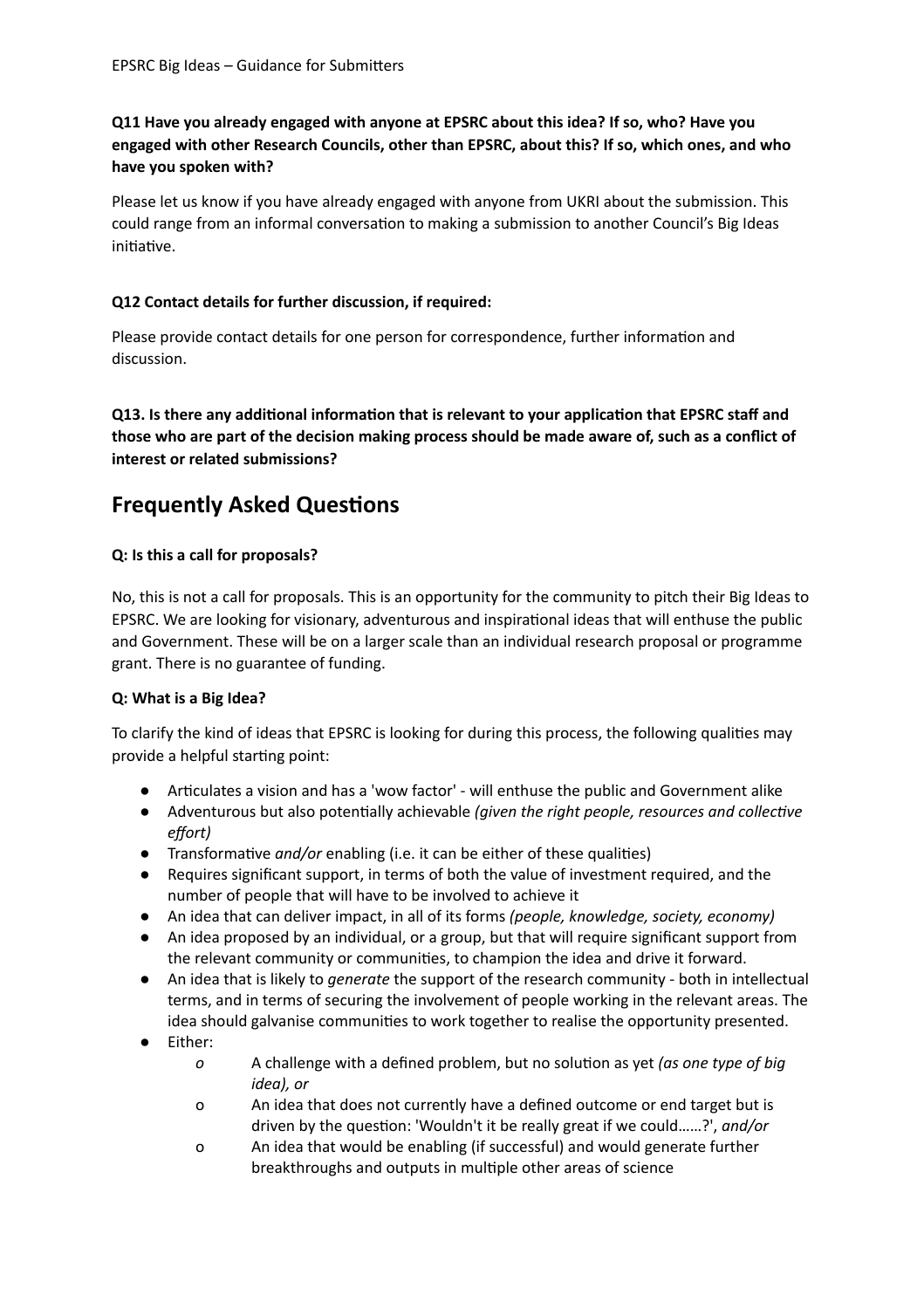**Q11 Have you already engaged with anyone at EPSRC about this idea? If so, who? Have you engaged with other Research Councils, other than EPSRC, about this? If so, which ones, and who have you spoken with?**

Please let us know if you have already engaged with anyone from UKRI about the submission. This could range from an informal conversation to making a submission to another Council's Big Ideas initiative.

**Q12 Contact details for further discussion, if required:**

Please provide contact details for one person for correspondence, further information and discussion.

**Q13. Is there any additional information that is relevant to your application that EPSRC staff and those who are part of the decision making process should be made aware of, such as a conflict of interest or related submissions?**

## Frequently Asked Questions

**Q: Is this a call for proposals?**

No, this is not a call for proposals. This is an opportunity for the community to pitch their Big Ideas to EPSRC. We are looking for visionary, adventurous and inspirational ideas that will enthuse the public and Government. These will be on a larger scale than an individual research proposal or programme grant. There is no guarantee of funding.

**Q: What is a Big Idea?**

To clarify the kind of ideas that EPSRC is looking for during this process, the following qualities may provide a helpful starting point:

- Articulates a vision and has a 'wow factor' - will enthuse the public and Government alike
- Adventurous but also potentially achievable *(given the right people, resources and collective effort)*
- Transformative *and/or* enabling (i.e. it can be either of these qualities)
- Requires significant support, in terms of both the value of investment required, and the number of people that will have to be involved to achieve it
- An idea that can deliver impact, in all of its forms *(people, knowledge, society, economy)*
- An idea proposed by an individual, or a group, but that will require significant support from the relevant community or communities, to champion the idea and drive it forward.
- An idea that is likely to *generate* the support of the research community - both in intellectual terms, and in terms of securing the involvement of people working in the relevant areas. The idea should galvanise communities to work together to realise the opportunity presented.
- Either:
    - A challenge with a defined problem, but no solution as yet *(as one type of big idea), or*
    - An idea that does not currently have a defined outcome or end target but is driven by the question: 'Wouldn't it be really great if we could……?', *and/or*
    - An idea that would be enabling (if successful) and would generate further breakthroughs and outputs in multiple other areas of science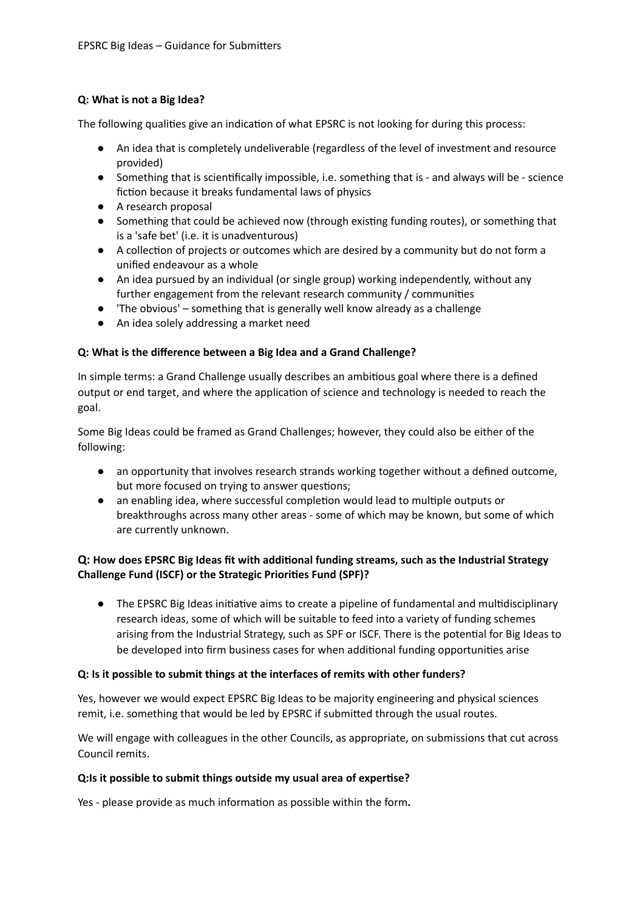**Q: What is not a Big Idea?**

The following qualities give an indication of what EPSRC is not looking for during this process:

- An idea that is completely undeliverable (regardless of the level of investment and resource provided)
- Something that is scientifically impossible, i.e. something that is - and always will be - science fiction because it breaks fundamental laws of physics
- A research proposal
- Something that could be achieved now (through existing funding routes), or something that is a 'safe bet' (i.e. it is unadventurous)
- A collection of projects or outcomes which are desired by a community but do not form a unified endeavour as a whole
- An idea pursued by an individual (or single group) working independently, without any further engagement from the relevant research community / communities
- 'The obvious' – something that is generally well know already as a challenge
- An idea solely addressing a market need

**Q: What is the difference between a Big Idea and a Grand Challenge?**

In simple terms: a Grand Challenge usually describes an ambitious goal where there is a defined output or end target, and where the application of science and technology is needed to reach the goal.

Some Big Ideas could be framed as Grand Challenges; however, they could also be either of the following:

- an opportunity that involves research strands working together without a defined outcome, but more focused on trying to answer questions;
- an enabling idea, where successful completion would lead to multiple outputs or breakthroughs across many other areas - some of which may be known, but some of which are currently unknown.

**Q: How does EPSRC Big Ideas fit with additional funding streams, such as the Industrial Strategy Challenge Fund (ISCF) or the Strategic Priorities Fund (SPF)?**

- The EPSRC Big Ideas initiative aims to create a pipeline of fundamental and multidisciplinary research ideas, some of which will be suitable to feed into a variety of funding schemes arising from the Industrial Strategy, such as SPF or ISCF. There is the potential for Big Ideas to be developed into firm business cases for when additional funding opportunities arise

**Q: Is it possible to submit things at the interfaces of remits with other funders?**

Yes, however we would expect EPSRC Big Ideas to be majority engineering and physical sciences remit, i.e. something that would be led by EPSRC if submitted through the usual routes.

We will engage with colleagues in the other Councils, as appropriate, on submissions that cut across Council remits.

**Q:Is it possible to submit things outside my usual area of expertise?**

Yes - please provide as much information as possible within the form**.**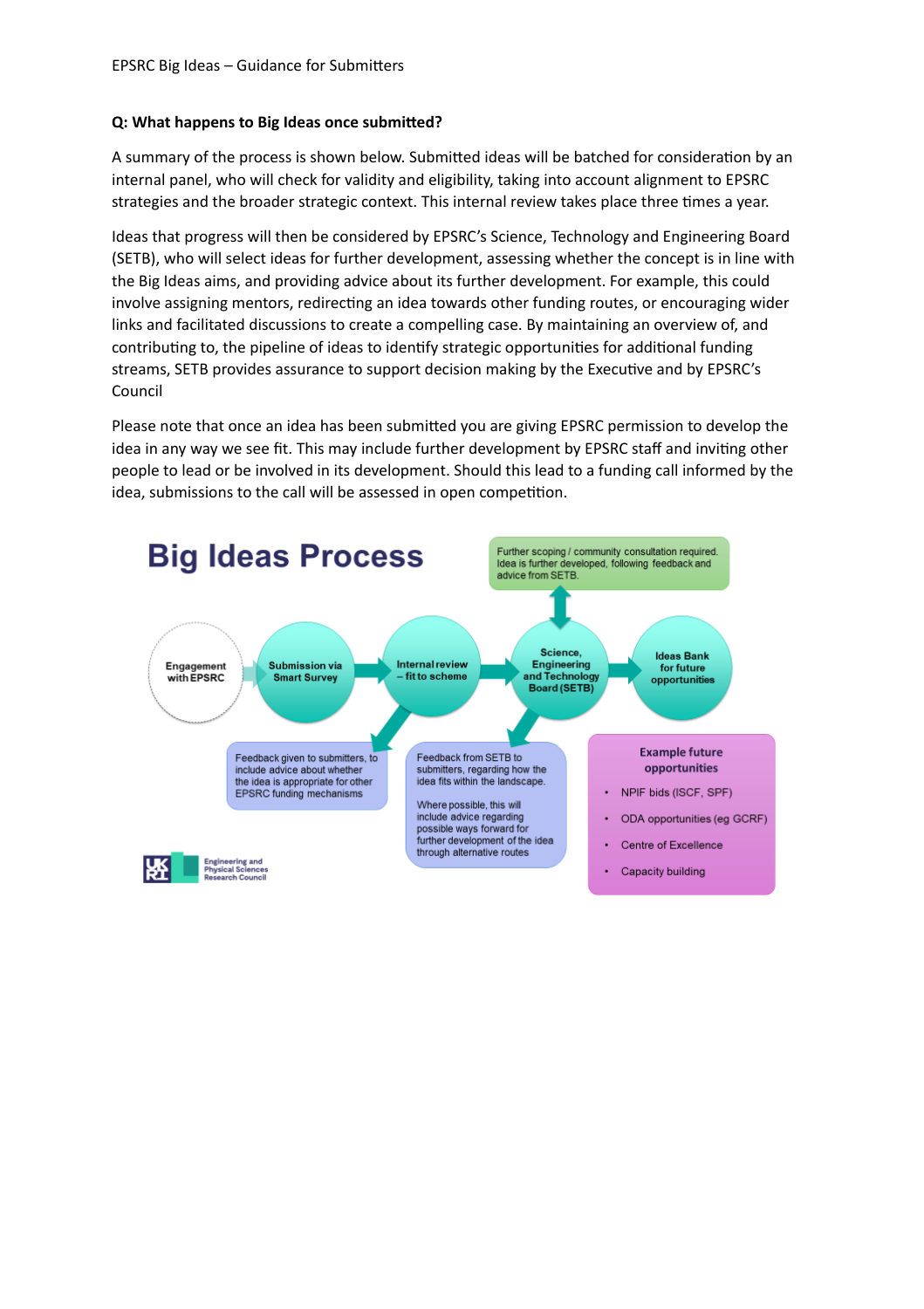**Q: What happens to Big Ideas once submitted?**

A summary of the process is shown below. Submitted ideas will be batched for consideration by an internal panel, who will check for validity and eligibility, taking into account alignment to EPSRC strategies and the broader strategic context. This internal review takes place three times a year.

Ideas that progress will then be considered by EPSRC's Science, Technology and Engineering Board (SETB), who will select ideas for further development, assessing whether the concept is in line with the Big Ideas aims, and providing advice about its further development. For example, this could involve assigning mentors, redirecting an idea towards other funding routes, or encouraging wider links and facilitated discussions to create a compelling case. By maintaining an overview of, and contributing to, the pipeline of ideas to identify strategic opportunities for additional funding streams, SETB provides assurance to support decision making by the Executive and by EPSRC's Council

Please note that once an idea has been submitted you are giving EPSRC permission to develop the idea in any way we see fit. This may include further development by EPSRC staff and inviting other people to lead or be involved in its development. Should this lead to a funding call informed by the idea, submissions to the call will be assessed in open competition.

Big Ideas Process

Further scoping / community consultation required. Idea is further developed, following feedback and advice from SETB.

Engagement with EPSRC

Submission via Smart Survey

Internal review – fit to scheme

Science, Engineering and Technology Board (SETB)

Ideas Bank for future opportunities

Feedback given to submitters, to include advice about whether the idea is appropriate for other EPSRC funding mechanisms

Feedback from SETB to submitters, regarding how the idea fits within the landscape.

Where possible, this will include advice regarding possible ways forward for further development of the idea through alternative routes

Example future opportunities

- NPIF bids (ISCF, SPF)
- ODA opportunities (eg GCRF)
- Centre of Excellence
- Capacity building

Engineering and Physical Sciences Research Council